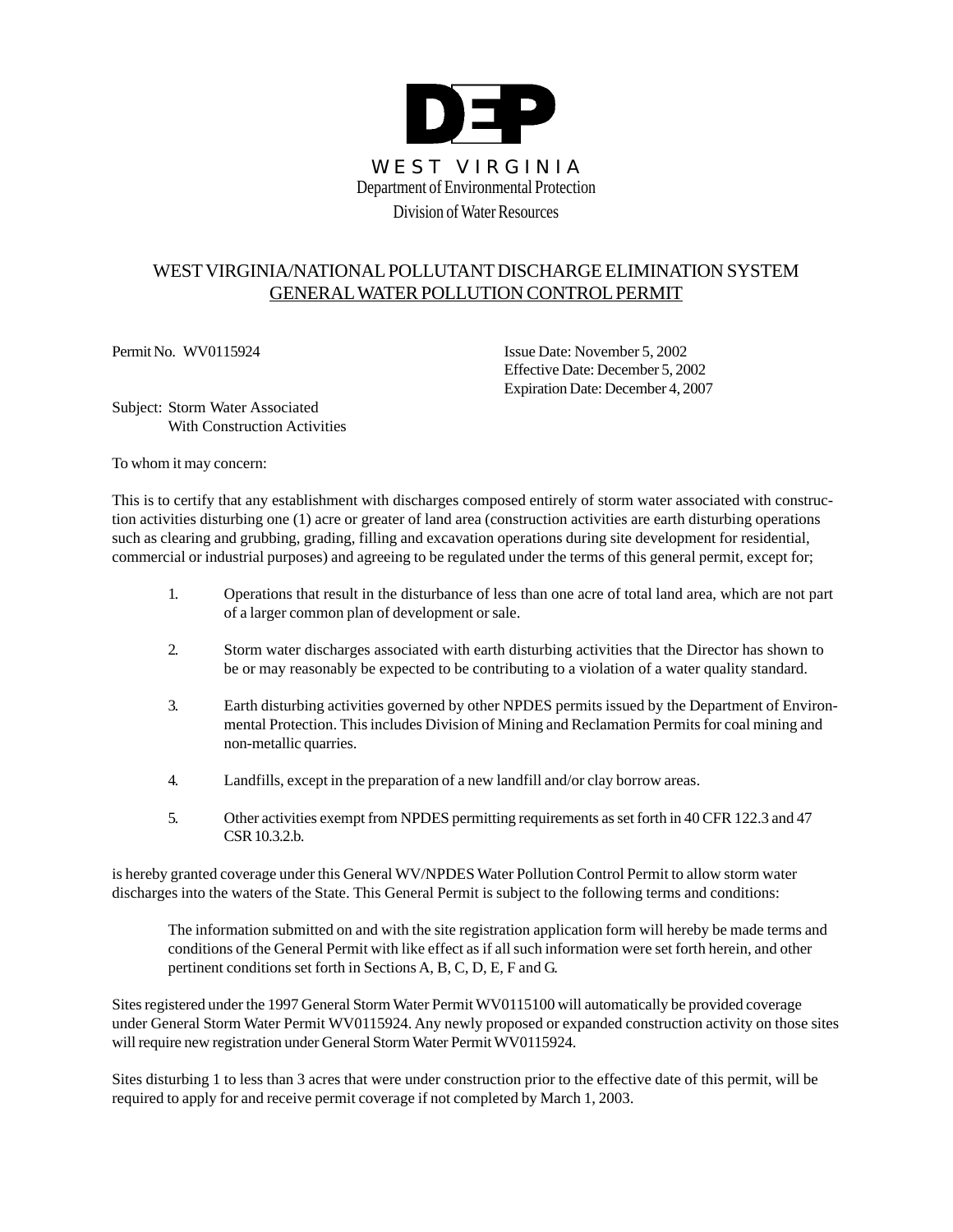**DEP**

WEST VIRGINIA

Department of Environmental Protection

Division of Water Resources

# WEST VIRGINIA/NATIONAL POLLUTANT DISCHARGE ELIMINATION SYSTEM

## GENERAL WATER POLLUTION CONTROL PERMIT

Permit No. WV0115924

Issue Date: November 5, 2002
Effective Date: December 5, 2002
Expiration Date: December 4, 2007

Subject: Storm Water Associated
With Construction Activities

To whom it may concern:

This is to certify that any establishment with discharges composed entirely of storm water associated with construction activities disturbing one (1) acre or greater of land area (construction activities are earth disturbing operations such as clearing and grubbing, grading, filling and excavation operations during site development for residential, commercial or industrial purposes) and agreeing to be regulated under the terms of this general permit, except for;

1. Operations that result in the disturbance of less than one acre of total land area, which are not part of a larger common plan of development or sale.
2. Storm water discharges associated with earth disturbing activities that the Director has shown to be or may reasonably be expected to be contributing to a violation of a water quality standard.
3. Earth disturbing activities governed by other NPDES permits issued by the Department of Environmental Protection. This includes Division of Mining and Reclamation Permits for coal mining and non-metallic quarries.
4. Landfills, except in the preparation of a new landfill and/or clay borrow areas.
5. Other activities exempt from NPDES permitting requirements as set forth in 40 CFR 122.3 and 47 CSR 10.3.2.b.

is hereby granted coverage under this General WV/NPDES Water Pollution Control Permit to allow storm water discharges into the waters of the State. This General Permit is subject to the following terms and conditions:

The information submitted on and with the site registration application form will hereby be made terms and conditions of the General Permit with like effect as if all such information were set forth herein, and other pertinent conditions set forth in Sections A, B, C, D, E, F and G.

Sites registered under the 1997 General Storm Water Permit WV0115100 will automatically be provided coverage under General Storm Water Permit WV0115924. Any newly proposed or expanded construction activity on those sites will require new registration under General Storm Water Permit WV0115924.

Sites disturbing 1 to less than 3 acres that were under construction prior to the effective date of this permit, will be required to apply for and receive permit coverage if not completed by March 1, 2003.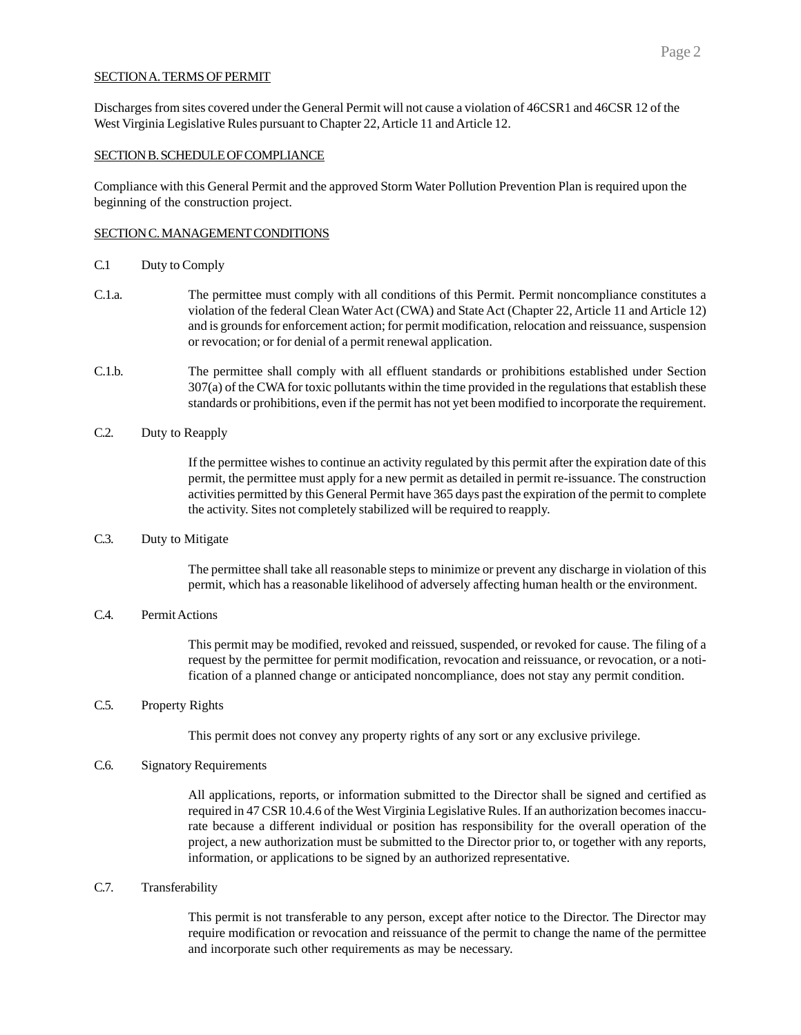## SECTION A. TERMS OF PERMIT

Discharges from sites covered under the General Permit will not cause a violation of 46CSR1 and 46CSR 12 of the West Virginia Legislative Rules pursuant to Chapter 22, Article 11 and Article 12.

## SECTION B. SCHEDULE OF COMPLIANCE

Compliance with this General Permit and the approved Storm Water Pollution Prevention Plan is required upon the beginning of the construction project.

## SECTION C. MANAGEMENT CONDITIONS

C.1 Duty to Comply

C.1.a. The permittee must comply with all conditions of this Permit. Permit noncompliance constitutes a violation of the federal Clean Water Act (CWA) and State Act (Chapter 22, Article 11 and Article 12) and is grounds for enforcement action; for permit modification, relocation and reissuance, suspension or revocation; or for denial of a permit renewal application.

C.1.b. The permittee shall comply with all effluent standards or prohibitions established under Section 307(a) of the CWA for toxic pollutants within the time provided in the regulations that establish these standards or prohibitions, even if the permit has not yet been modified to incorporate the requirement.

C.2. Duty to Reapply

If the permittee wishes to continue an activity regulated by this permit after the expiration date of this permit, the permittee must apply for a new permit as detailed in permit re-issuance. The construction activities permitted by this General Permit have 365 days past the expiration of the permit to complete the activity. Sites not completely stabilized will be required to reapply.

C.3. Duty to Mitigate

The permittee shall take all reasonable steps to minimize or prevent any discharge in violation of this permit, which has a reasonable likelihood of adversely affecting human health or the environment.

C.4. Permit Actions

This permit may be modified, revoked and reissued, suspended, or revoked for cause. The filing of a request by the permittee for permit modification, revocation and reissuance, or revocation, or a notification of a planned change or anticipated noncompliance, does not stay any permit condition.

C.5. Property Rights

This permit does not convey any property rights of any sort or any exclusive privilege.

C.6. Signatory Requirements

All applications, reports, or information submitted to the Director shall be signed and certified as required in 47 CSR 10.4.6 of the West Virginia Legislative Rules. If an authorization becomes inaccurate because a different individual or position has responsibility for the overall operation of the project, a new authorization must be submitted to the Director prior to, or together with any reports, information, or applications to be signed by an authorized representative.

C.7. Transferability

This permit is not transferable to any person, except after notice to the Director. The Director may require modification or revocation and reissuance of the permit to change the name of the permittee and incorporate such other requirements as may be necessary.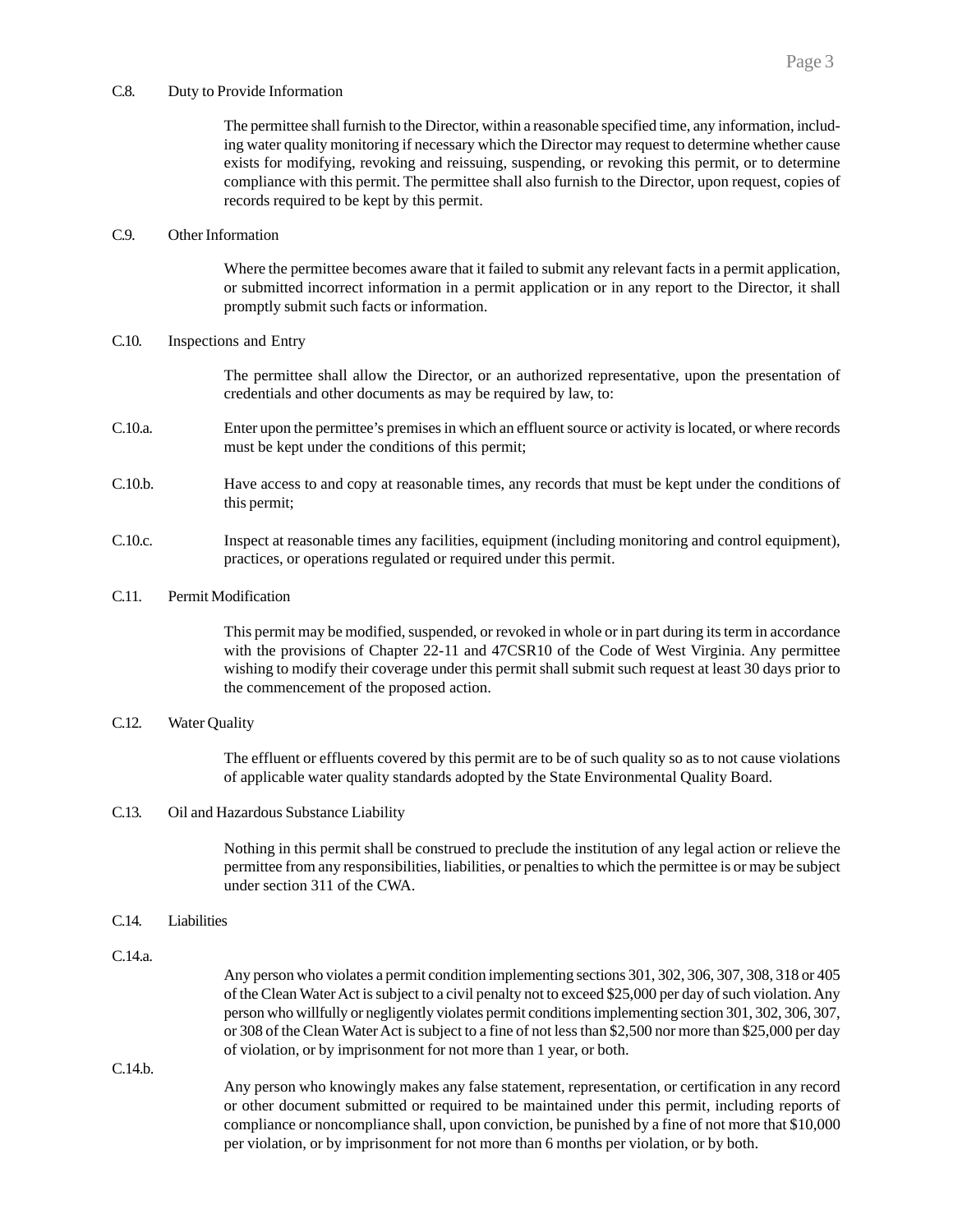C.8. Duty to Provide Information

The permittee shall furnish to the Director, within a reasonable specified time, any information, including water quality monitoring if necessary which the Director may request to determine whether cause exists for modifying, revoking and reissuing, suspending, or revoking this permit, or to determine compliance with this permit. The permittee shall also furnish to the Director, upon request, copies of records required to be kept by this permit.

C.9. Other Information

Where the permittee becomes aware that it failed to submit any relevant facts in a permit application, or submitted incorrect information in a permit application or in any report to the Director, it shall promptly submit such facts or information.

C.10. Inspections and Entry

The permittee shall allow the Director, or an authorized representative, upon the presentation of credentials and other documents as may be required by law, to:

C.10.a. Enter upon the permittee's premises in which an effluent source or activity is located, or where records must be kept under the conditions of this permit;

C.10.b. Have access to and copy at reasonable times, any records that must be kept under the conditions of this permit;

C.10.c. Inspect at reasonable times any facilities, equipment (including monitoring and control equipment), practices, or operations regulated or required under this permit.

C.11. Permit Modification

This permit may be modified, suspended, or revoked in whole or in part during its term in accordance with the provisions of Chapter 22-11 and 47CSR10 of the Code of West Virginia. Any permittee wishing to modify their coverage under this permit shall submit such request at least 30 days prior to the commencement of the proposed action.

C.12. Water Quality

The effluent or effluents covered by this permit are to be of such quality so as to not cause violations of applicable water quality standards adopted by the State Environmental Quality Board.

C.13. Oil and Hazardous Substance Liability

Nothing in this permit shall be construed to preclude the institution of any legal action or relieve the permittee from any responsibilities, liabilities, or penalties to which the permittee is or may be subject under section 311 of the CWA.

C.14. Liabilities

C.14.a.

Any person who violates a permit condition implementing sections 301, 302, 306, 307, 308, 318 or 405 of the Clean Water Act is subject to a civil penalty not to exceed $25,000 per day of such violation. Any person who willfully or negligently violates permit conditions implementing section 301, 302, 306, 307, or 308 of the Clean Water Act is subject to a fine of not less than $2,500 nor more than $25,000 per day of violation, or by imprisonment for not more than 1 year, or both.

C.14.b.

Any person who knowingly makes any false statement, representation, or certification in any record or other document submitted or required to be maintained under this permit, including reports of compliance or noncompliance shall, upon conviction, be punished by a fine of not more that $10,000 per violation, or by imprisonment for not more than 6 months per violation, or by both.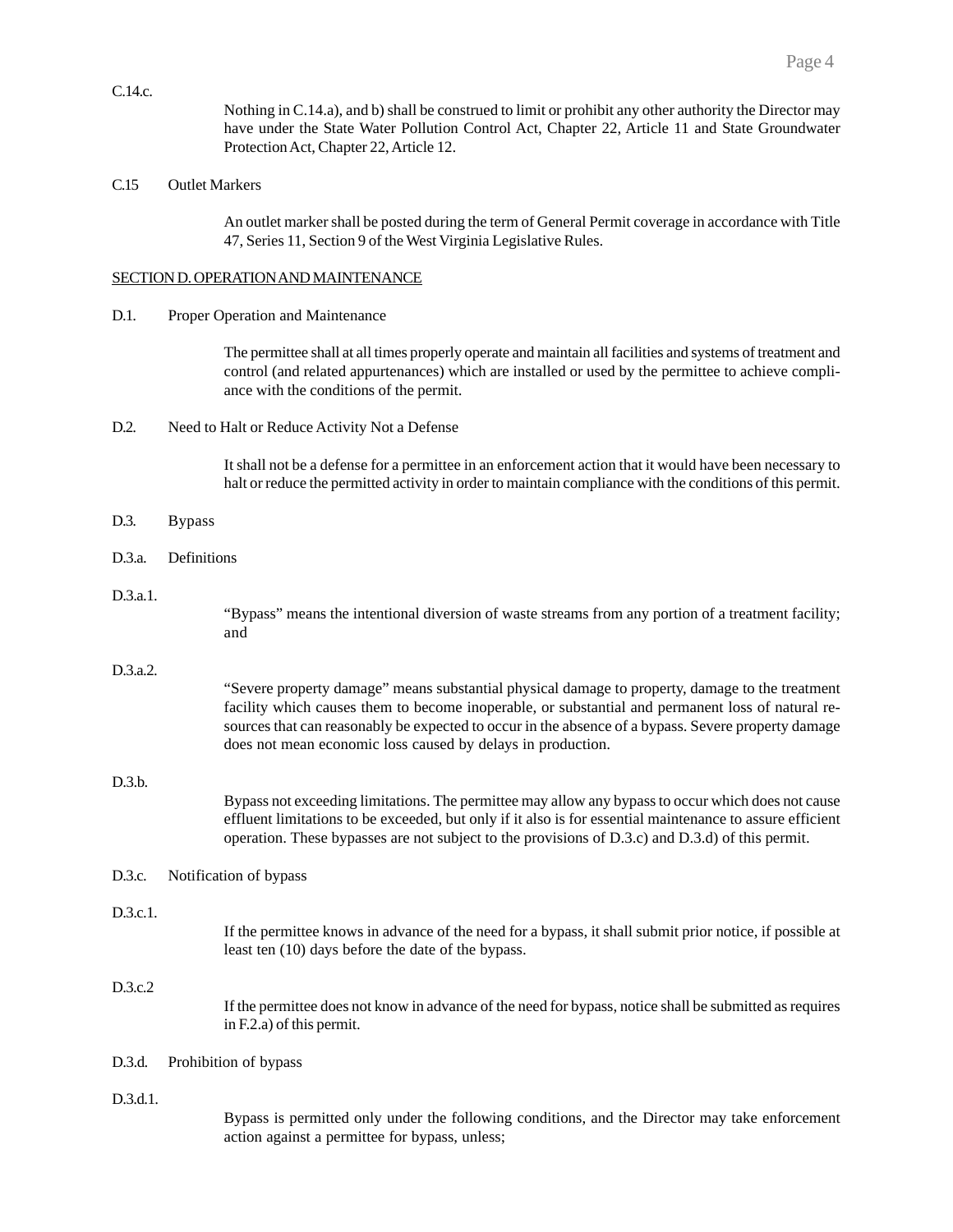C.14.c.

Nothing in C.14.a), and b) shall be construed to limit or prohibit any other authority the Director may have under the State Water Pollution Control Act, Chapter 22, Article 11 and State Groundwater Protection Act, Chapter 22, Article 12.

C.15 Outlet Markers

An outlet marker shall be posted during the term of General Permit coverage in accordance with Title 47, Series 11, Section 9 of the West Virginia Legislative Rules.

## SECTION D. OPERATION AND MAINTENANCE

D.1. Proper Operation and Maintenance

The permittee shall at all times properly operate and maintain all facilities and systems of treatment and control (and related appurtenances) which are installed or used by the permittee to achieve compliance with the conditions of the permit.

D.2. Need to Halt or Reduce Activity Not a Defense

It shall not be a defense for a permittee in an enforcement action that it would have been necessary to halt or reduce the permitted activity in order to maintain compliance with the conditions of this permit.

D.3. Bypass

D.3.a. Definitions

D.3.a.1.

"Bypass" means the intentional diversion of waste streams from any portion of a treatment facility; and

D.3.a.2.

"Severe property damage" means substantial physical damage to property, damage to the treatment facility which causes them to become inoperable, or substantial and permanent loss of natural resources that can reasonably be expected to occur in the absence of a bypass. Severe property damage does not mean economic loss caused by delays in production.

D.3.b.

Bypass not exceeding limitations. The permittee may allow any bypass to occur which does not cause effluent limitations to be exceeded, but only if it also is for essential maintenance to assure efficient operation. These bypasses are not subject to the provisions of D.3.c) and D.3.d) of this permit.

D.3.c. Notification of bypass

D.3.c.1.

If the permittee knows in advance of the need for a bypass, it shall submit prior notice, if possible at least ten (10) days before the date of the bypass.

D.3.c.2

If the permittee does not know in advance of the need for bypass, notice shall be submitted as requires in F.2.a) of this permit.

D.3.d. Prohibition of bypass

D.3.d.1.

Bypass is permitted only under the following conditions, and the Director may take enforcement action against a permittee for bypass, unless;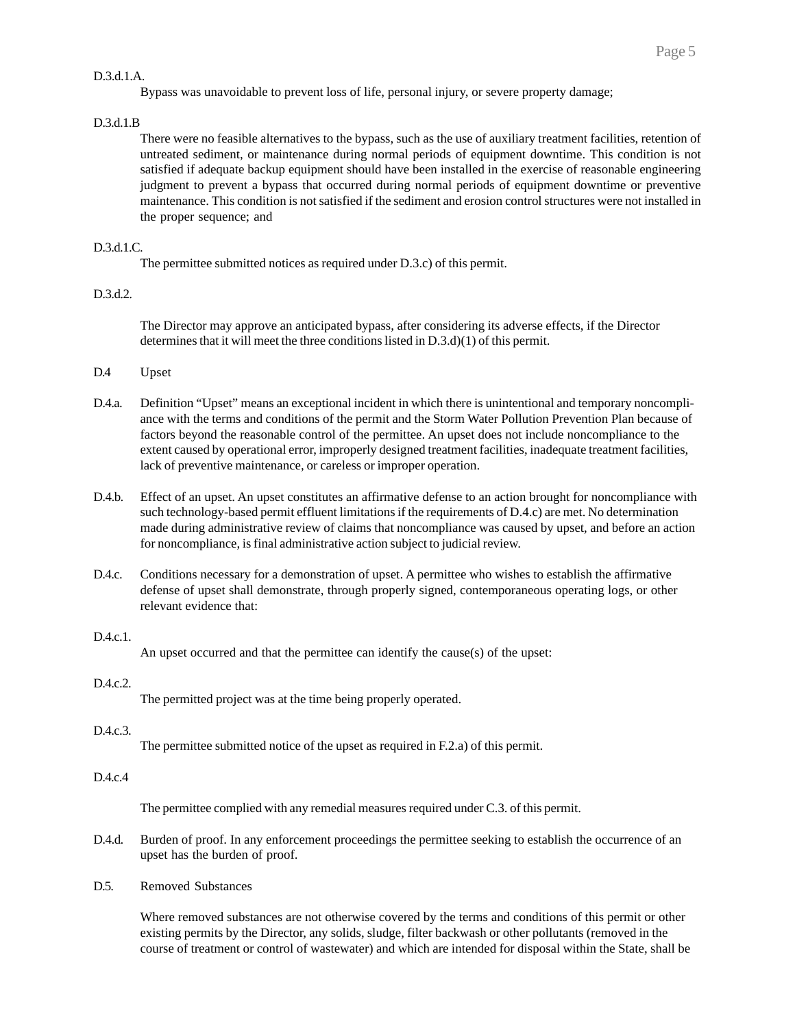D.3.d.1.A.

Bypass was unavoidable to prevent loss of life, personal injury, or severe property damage;

D.3.d.1.B

There were no feasible alternatives to the bypass, such as the use of auxiliary treatment facilities, retention of untreated sediment, or maintenance during normal periods of equipment downtime. This condition is not satisfied if adequate backup equipment should have been installed in the exercise of reasonable engineering judgment to prevent a bypass that occurred during normal periods of equipment downtime or preventive maintenance. This condition is not satisfied if the sediment and erosion control structures were not installed in the proper sequence; and

D.3.d.1.C.

The permittee submitted notices as required under D.3.c) of this permit.

D.3.d.2.

The Director may approve an anticipated bypass, after considering its adverse effects, if the Director determines that it will meet the three conditions listed in D.3.d)(1) of this permit.

D.4 Upset

D.4.a. Definition "Upset" means an exceptional incident in which there is unintentional and temporary noncompliance with the terms and conditions of the permit and the Storm Water Pollution Prevention Plan because of factors beyond the reasonable control of the permittee. An upset does not include noncompliance to the extent caused by operational error, improperly designed treatment facilities, inadequate treatment facilities, lack of preventive maintenance, or careless or improper operation.

D.4.b. Effect of an upset. An upset constitutes an affirmative defense to an action brought for noncompliance with such technology-based permit effluent limitations if the requirements of D.4.c) are met. No determination made during administrative review of claims that noncompliance was caused by upset, and before an action for noncompliance, is final administrative action subject to judicial review.

D.4.c. Conditions necessary for a demonstration of upset. A permittee who wishes to establish the affirmative defense of upset shall demonstrate, through properly signed, contemporaneous operating logs, or other relevant evidence that:

D.4.c.1.

An upset occurred and that the permittee can identify the cause(s) of the upset:

D.4.c.2.

The permitted project was at the time being properly operated.

D.4.c.3.

The permittee submitted notice of the upset as required in F.2.a) of this permit.

D.4.c.4

The permittee complied with any remedial measures required under C.3. of this permit.

D.4.d. Burden of proof. In any enforcement proceedings the permittee seeking to establish the occurrence of an upset has the burden of proof.

D.5. Removed Substances

Where removed substances are not otherwise covered by the terms and conditions of this permit or other existing permits by the Director, any solids, sludge, filter backwash or other pollutants (removed in the course of treatment or control of wastewater) and which are intended for disposal within the State, shall be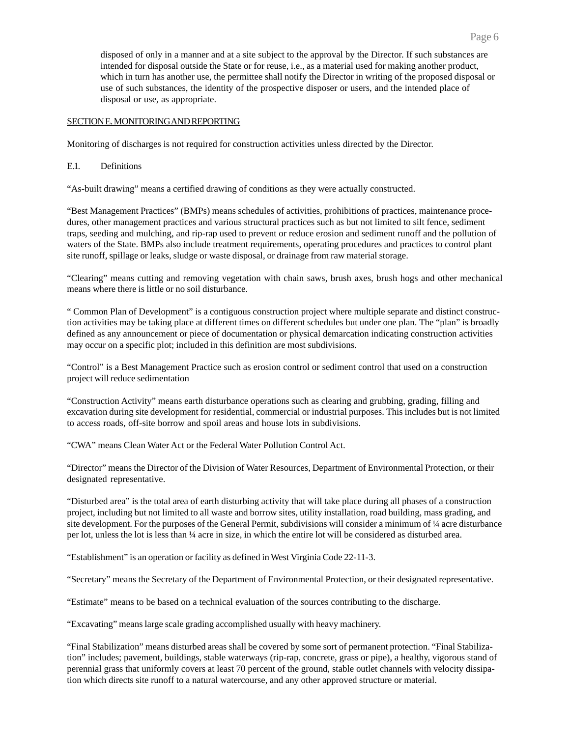disposed of only in a manner and at a site subject to the approval by the Director. If such substances are intended for disposal outside the State or for reuse, i.e., as a material used for making another product, which in turn has another use, the permittee shall notify the Director in writing of the proposed disposal or use of such substances, the identity of the prospective disposer or users, and the intended place of disposal or use, as appropriate.

## SECTION E. MONITORING AND REPORTING

Monitoring of discharges is not required for construction activities unless directed by the Director.

E.1. Definitions

"As-built drawing" means a certified drawing of conditions as they were actually constructed.

"Best Management Practices" (BMPs) means schedules of activities, prohibitions of practices, maintenance procedures, other management practices and various structural practices such as but not limited to silt fence, sediment traps, seeding and mulching, and rip-rap used to prevent or reduce erosion and sediment runoff and the pollution of waters of the State. BMPs also include treatment requirements, operating procedures and practices to control plant site runoff, spillage or leaks, sludge or waste disposal, or drainage from raw material storage.

"Clearing" means cutting and removing vegetation with chain saws, brush axes, brush hogs and other mechanical means where there is little or no soil disturbance.

" Common Plan of Development" is a contiguous construction project where multiple separate and distinct construction activities may be taking place at different times on different schedules but under one plan. The "plan" is broadly defined as any announcement or piece of documentation or physical demarcation indicating construction activities may occur on a specific plot; included in this definition are most subdivisions.

"Control" is a Best Management Practice such as erosion control or sediment control that used on a construction project will reduce sedimentation

"Construction Activity" means earth disturbance operations such as clearing and grubbing, grading, filling and excavation during site development for residential, commercial or industrial purposes. This includes but is not limited to access roads, off-site borrow and spoil areas and house lots in subdivisions.

"CWA" means Clean Water Act or the Federal Water Pollution Control Act.

"Director" means the Director of the Division of Water Resources, Department of Environmental Protection, or their designated representative.

"Disturbed area" is the total area of earth disturbing activity that will take place during all phases of a construction project, including but not limited to all waste and borrow sites, utility installation, road building, mass grading, and site development. For the purposes of the General Permit, subdivisions will consider a minimum of ¼ acre disturbance per lot, unless the lot is less than ¼ acre in size, in which the entire lot will be considered as disturbed area.

"Establishment" is an operation or facility as defined in West Virginia Code 22-11-3.

"Secretary" means the Secretary of the Department of Environmental Protection, or their designated representative.

"Estimate" means to be based on a technical evaluation of the sources contributing to the discharge.

"Excavating" means large scale grading accomplished usually with heavy machinery.

"Final Stabilization" means disturbed areas shall be covered by some sort of permanent protection. "Final Stabilization" includes; pavement, buildings, stable waterways (rip-rap, concrete, grass or pipe), a healthy, vigorous stand of perennial grass that uniformly covers at least 70 percent of the ground, stable outlet channels with velocity dissipation which directs site runoff to a natural watercourse, and any other approved structure or material.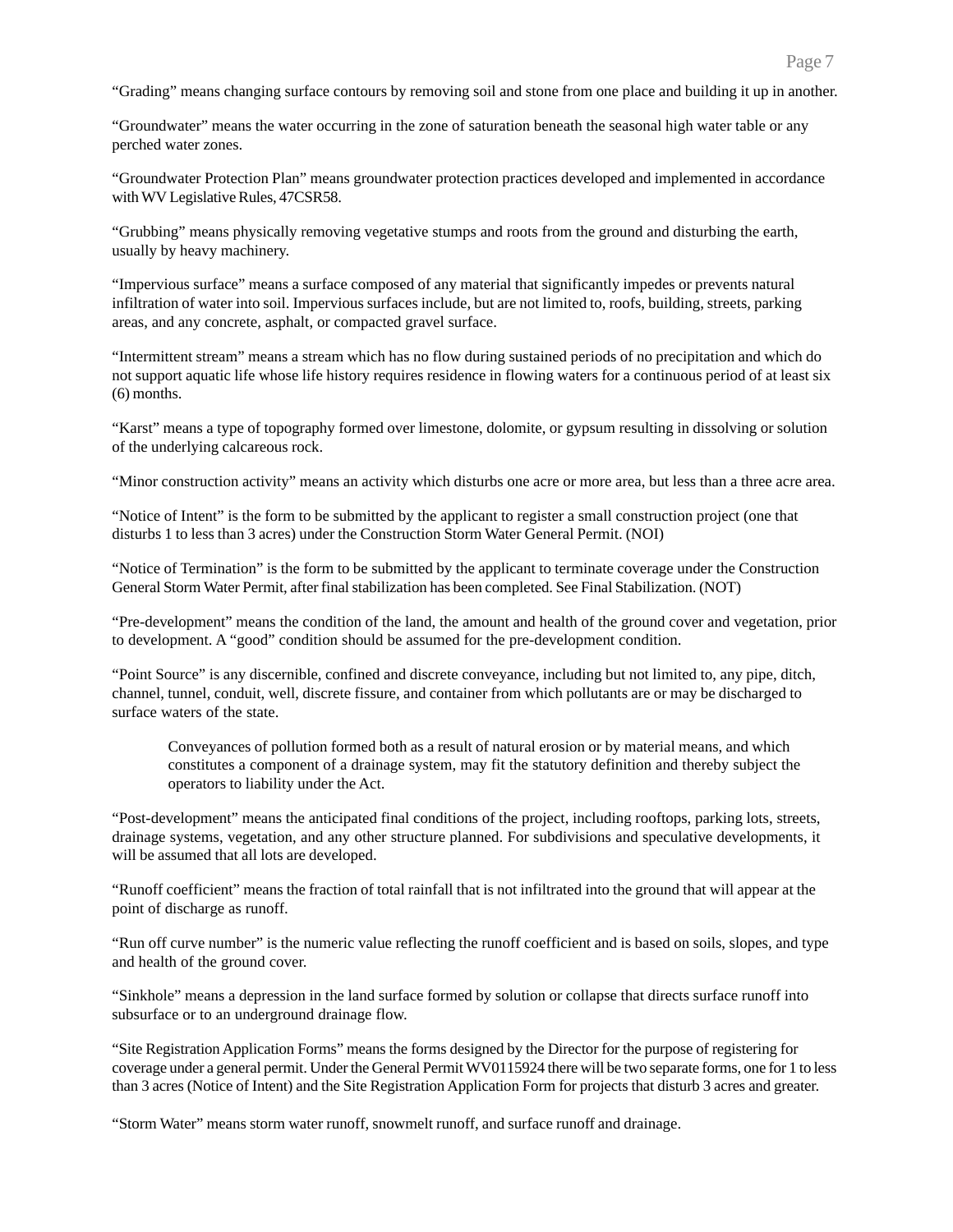“Grading” means changing surface contours by removing soil and stone from one place and building it up in another.

“Groundwater” means the water occurring in the zone of saturation beneath the seasonal high water table or any perched water zones.

“Groundwater Protection Plan” means groundwater protection practices developed and implemented in accordance with WV Legislative Rules, 47CSR58.

“Grubbing” means physically removing vegetative stumps and roots from the ground and disturbing the earth, usually by heavy machinery.

“Impervious surface” means a surface composed of any material that significantly impedes or prevents natural infiltration of water into soil. Impervious surfaces include, but are not limited to, roofs, building, streets, parking areas, and any concrete, asphalt, or compacted gravel surface.

“Intermittent stream” means a stream which has no flow during sustained periods of no precipitation and which do not support aquatic life whose life history requires residence in flowing waters for a continuous period of at least six (6) months.

“Karst” means a type of topography formed over limestone, dolomite, or gypsum resulting in dissolving or solution of the underlying calcareous rock.

“Minor construction activity” means an activity which disturbs one acre or more area, but less than a three acre area.

“Notice of Intent” is the form to be submitted by the applicant to register a small construction project (one that disturbs 1 to less than 3 acres) under the Construction Storm Water General Permit. (NOI)

“Notice of Termination” is the form to be submitted by the applicant to terminate coverage under the Construction General Storm Water Permit, after final stabilization has been completed. See Final Stabilization. (NOT)

“Pre-development” means the condition of the land, the amount and health of the ground cover and vegetation, prior to development. A “good” condition should be assumed for the pre-development condition.

“Point Source” is any discernible, confined and discrete conveyance, including but not limited to, any pipe, ditch, channel, tunnel, conduit, well, discrete fissure, and container from which pollutants are or may be discharged to surface waters of the state.

> Conveyances of pollution formed both as a result of natural erosion or by material means, and which constitutes a component of a drainage system, may fit the statutory definition and thereby subject the operators to liability under the Act.

“Post-development” means the anticipated final conditions of the project, including rooftops, parking lots, streets, drainage systems, vegetation, and any other structure planned. For subdivisions and speculative developments, it will be assumed that all lots are developed.

“Runoff coefficient” means the fraction of total rainfall that is not infiltrated into the ground that will appear at the point of discharge as runoff.

“Run off curve number” is the numeric value reflecting the runoff coefficient and is based on soils, slopes, and type and health of the ground cover.

“Sinkhole” means a depression in the land surface formed by solution or collapse that directs surface runoff into subsurface or to an underground drainage flow.

“Site Registration Application Forms” means the forms designed by the Director for the purpose of registering for coverage under a general permit. Under the General Permit WV0115924 there will be two separate forms, one for 1 to less than 3 acres (Notice of Intent) and the Site Registration Application Form for projects that disturb 3 acres and greater.

“Storm Water” means storm water runoff, snowmelt runoff, and surface runoff and drainage.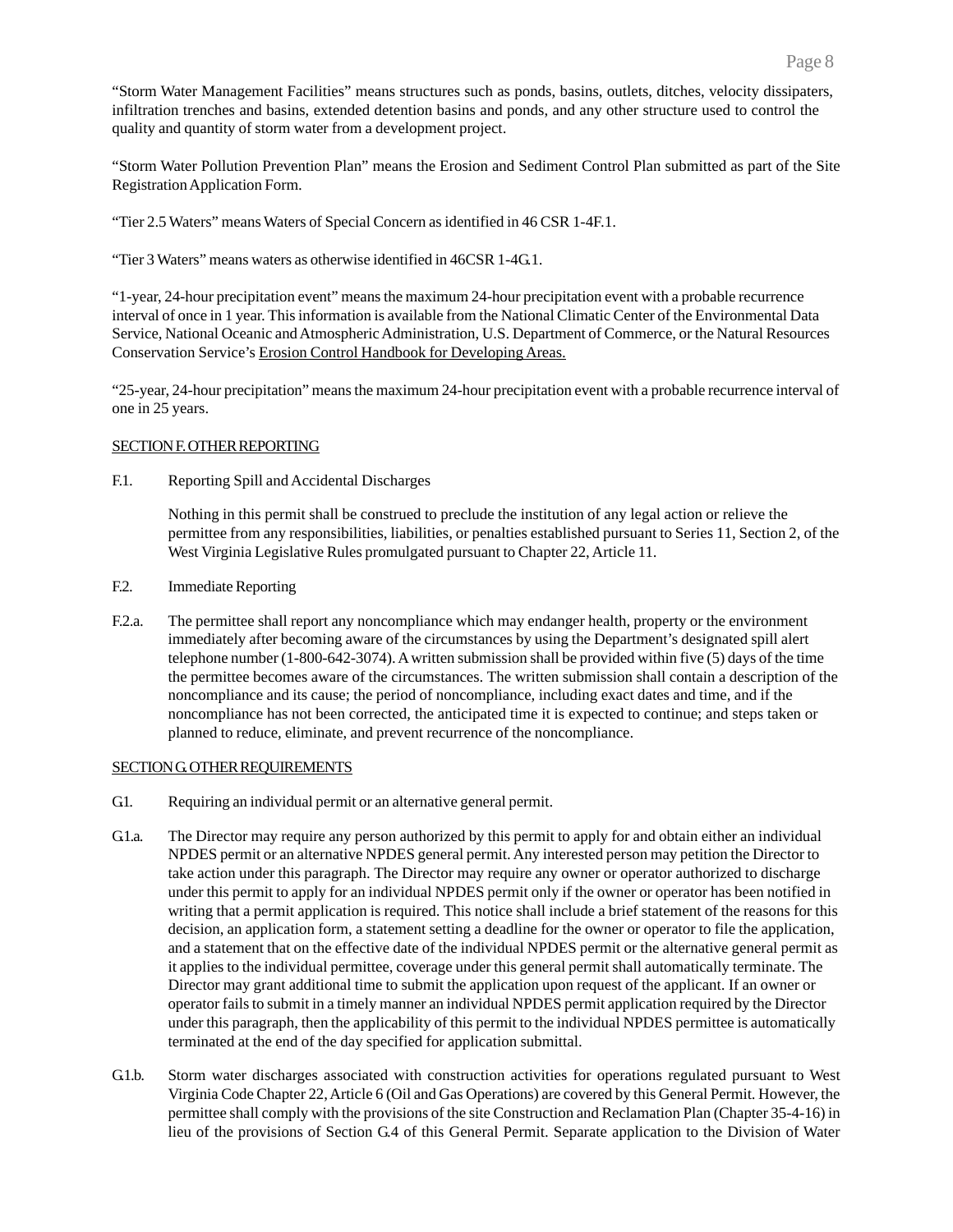"Storm Water Management Facilities" means structures such as ponds, basins, outlets, ditches, velocity dissipaters, infiltration trenches and basins, extended detention basins and ponds, and any other structure used to control the quality and quantity of storm water from a development project.

"Storm Water Pollution Prevention Plan" means the Erosion and Sediment Control Plan submitted as part of the Site Registration Application Form.

"Tier 2.5 Waters" means Waters of Special Concern as identified in 46 CSR 1-4F.1.

"Tier 3 Waters" means waters as otherwise identified in 46CSR 1-4G.1.

"1-year, 24-hour precipitation event" means the maximum 24-hour precipitation event with a probable recurrence interval of once in 1 year. This information is available from the National Climatic Center of the Environmental Data Service, National Oceanic and Atmospheric Administration, U.S. Department of Commerce, or the Natural Resources Conservation Service's Erosion Control Handbook for Developing Areas.

"25-year, 24-hour precipitation" means the maximum 24-hour precipitation event with a probable recurrence interval of one in 25 years.

## SECTION F. OTHER REPORTING

F.1. Reporting Spill and Accidental Discharges

Nothing in this permit shall be construed to preclude the institution of any legal action or relieve the permittee from any responsibilities, liabilities, or penalties established pursuant to Series 11, Section 2, of the West Virginia Legislative Rules promulgated pursuant to Chapter 22, Article 11.

F.2. Immediate Reporting

F.2.a. The permittee shall report any noncompliance which may endanger health, property or the environment immediately after becoming aware of the circumstances by using the Department's designated spill alert telephone number (1-800-642-3074). A written submission shall be provided within five (5) days of the time the permittee becomes aware of the circumstances. The written submission shall contain a description of the noncompliance and its cause; the period of noncompliance, including exact dates and time, and if the noncompliance has not been corrected, the anticipated time it is expected to continue; and steps taken or planned to reduce, eliminate, and prevent recurrence of the noncompliance.

## SECTION G. OTHER REQUIREMENTS

G.1. Requiring an individual permit or an alternative general permit.

G.1.a. The Director may require any person authorized by this permit to apply for and obtain either an individual NPDES permit or an alternative NPDES general permit. Any interested person may petition the Director to take action under this paragraph. The Director may require any owner or operator authorized to discharge under this permit to apply for an individual NPDES permit only if the owner or operator has been notified in writing that a permit application is required. This notice shall include a brief statement of the reasons for this decision, an application form, a statement setting a deadline for the owner or operator to file the application, and a statement that on the effective date of the individual NPDES permit or the alternative general permit as it applies to the individual permittee, coverage under this general permit shall automatically terminate. The Director may grant additional time to submit the application upon request of the applicant. If an owner or operator fails to submit in a timely manner an individual NPDES permit application required by the Director under this paragraph, then the applicability of this permit to the individual NPDES permittee is automatically terminated at the end of the day specified for application submittal.

G.1.b. Storm water discharges associated with construction activities for operations regulated pursuant to West Virginia Code Chapter 22, Article 6 (Oil and Gas Operations) are covered by this General Permit. However, the permittee shall comply with the provisions of the site Construction and Reclamation Plan (Chapter 35-4-16) in lieu of the provisions of Section G.4 of this General Permit. Separate application to the Division of Water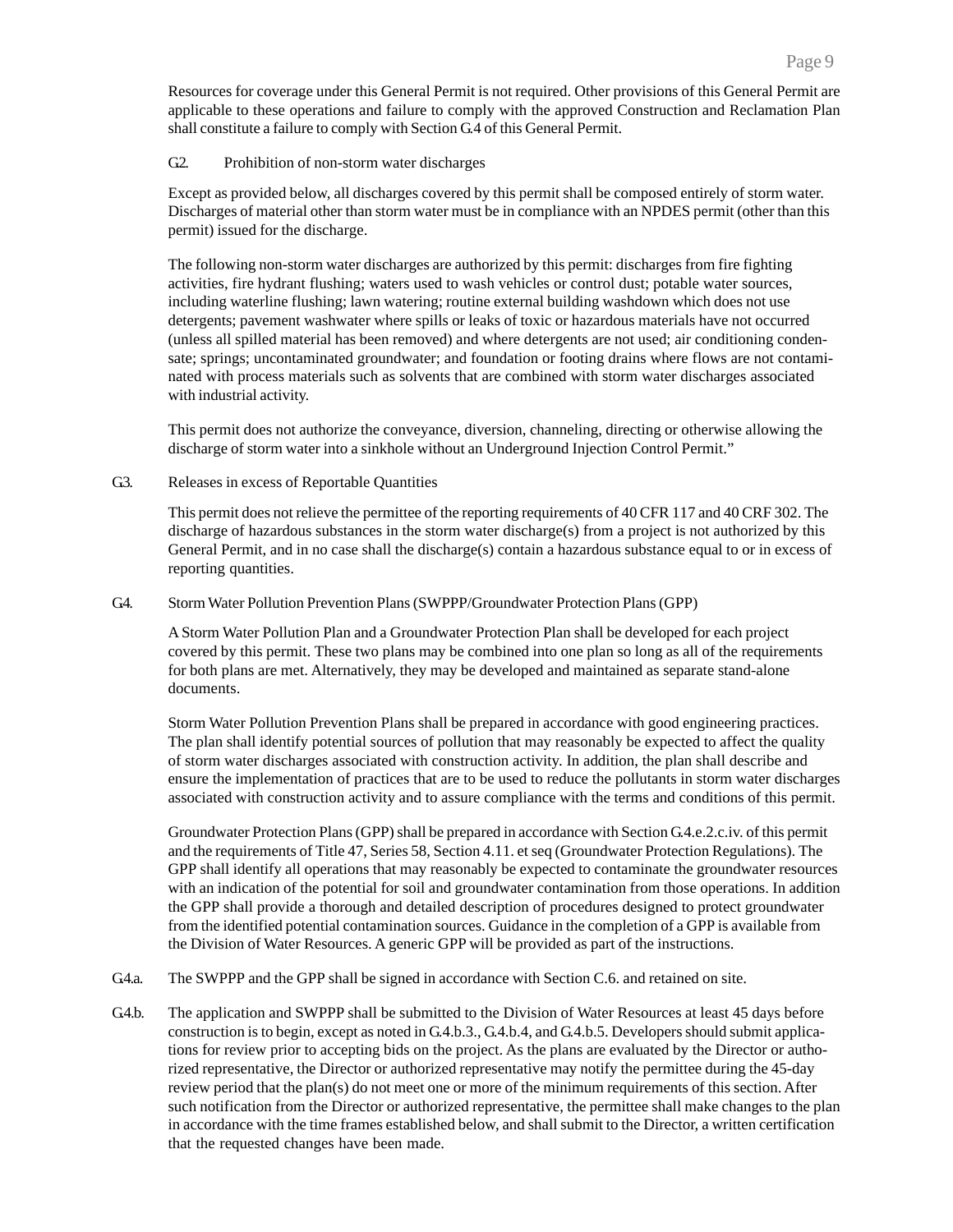Resources for coverage under this General Permit is not required. Other provisions of this General Permit are applicable to these operations and failure to comply with the approved Construction and Reclamation Plan shall constitute a failure to comply with Section G.4 of this General Permit.

G.2. Prohibition of non-storm water discharges

Except as provided below, all discharges covered by this permit shall be composed entirely of storm water. Discharges of material other than storm water must be in compliance with an NPDES permit (other than this permit) issued for the discharge.

The following non-storm water discharges are authorized by this permit: discharges from fire fighting activities, fire hydrant flushing; waters used to wash vehicles or control dust; potable water sources, including waterline flushing; lawn watering; routine external building washdown which does not use detergents; pavement washwater where spills or leaks of toxic or hazardous materials have not occurred (unless all spilled material has been removed) and where detergents are not used; air conditioning condensate; springs; uncontaminated groundwater; and foundation or footing drains where flows are not contaminated with process materials such as solvents that are combined with storm water discharges associated with industrial activity.

This permit does not authorize the conveyance, diversion, channeling, directing or otherwise allowing the discharge of storm water into a sinkhole without an Underground Injection Control Permit."

G.3. Releases in excess of Reportable Quantities

This permit does not relieve the permittee of the reporting requirements of 40 CFR 117 and 40 CRF 302. The discharge of hazardous substances in the storm water discharge(s) from a project is not authorized by this General Permit, and in no case shall the discharge(s) contain a hazardous substance equal to or in excess of reporting quantities.

G.4. Storm Water Pollution Prevention Plans (SWPPP/Groundwater Protection Plans (GPP)

A Storm Water Pollution Plan and a Groundwater Protection Plan shall be developed for each project covered by this permit. These two plans may be combined into one plan so long as all of the requirements for both plans are met. Alternatively, they may be developed and maintained as separate stand-alone documents.

Storm Water Pollution Prevention Plans shall be prepared in accordance with good engineering practices. The plan shall identify potential sources of pollution that may reasonably be expected to affect the quality of storm water discharges associated with construction activity. In addition, the plan shall describe and ensure the implementation of practices that are to be used to reduce the pollutants in storm water discharges associated with construction activity and to assure compliance with the terms and conditions of this permit.

Groundwater Protection Plans (GPP) shall be prepared in accordance with Section G.4.e.2.c.iv. of this permit and the requirements of Title 47, Series 58, Section 4.11. et seq (Groundwater Protection Regulations). The GPP shall identify all operations that may reasonably be expected to contaminate the groundwater resources with an indication of the potential for soil and groundwater contamination from those operations. In addition the GPP shall provide a thorough and detailed description of procedures designed to protect groundwater from the identified potential contamination sources. Guidance in the completion of a GPP is available from the Division of Water Resources. A generic GPP will be provided as part of the instructions.

G.4.a. The SWPPP and the GPP shall be signed in accordance with Section C.6. and retained on site.

G.4.b. The application and SWPPP shall be submitted to the Division of Water Resources at least 45 days before construction is to begin, except as noted in G.4.b.3., G.4.b.4, and G.4.b.5. Developers should submit applications for review prior to accepting bids on the project. As the plans are evaluated by the Director or authorized representative, the Director or authorized representative may notify the permittee during the 45-day review period that the plan(s) do not meet one or more of the minimum requirements of this section. After such notification from the Director or authorized representative, the permittee shall make changes to the plan in accordance with the time frames established below, and shall submit to the Director, a written certification that the requested changes have been made.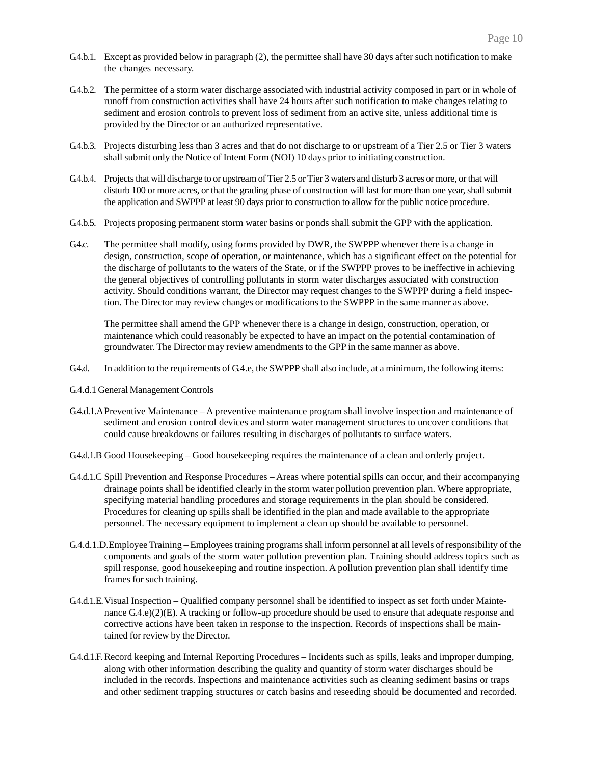G.4.b.1. Except as provided below in paragraph (2), the permittee shall have 30 days after such notification to make the changes necessary.

G.4.b.2. The permittee of a storm water discharge associated with industrial activity composed in part or in whole of runoff from construction activities shall have 24 hours after such notification to make changes relating to sediment and erosion controls to prevent loss of sediment from an active site, unless additional time is provided by the Director or an authorized representative.

G.4.b.3. Projects disturbing less than 3 acres and that do not discharge to or upstream of a Tier 2.5 or Tier 3 waters shall submit only the Notice of Intent Form (NOI) 10 days prior to initiating construction.

G.4.b.4. Projects that will discharge to or upstream of Tier 2.5 or Tier 3 waters and disturb 3 acres or more, or that will disturb 100 or more acres, or that the grading phase of construction will last for more than one year, shall submit the application and SWPPP at least 90 days prior to construction to allow for the public notice procedure.

G.4.b.5. Projects proposing permanent storm water basins or ponds shall submit the GPP with the application.

G.4.c. The permittee shall modify, using forms provided by DWR, the SWPPP whenever there is a change in design, construction, scope of operation, or maintenance, which has a significant effect on the potential for the discharge of pollutants to the waters of the State, or if the SWPPP proves to be ineffective in achieving the general objectives of controlling pollutants in storm water discharges associated with construction activity. Should conditions warrant, the Director may request changes to the SWPPP during a field inspection. The Director may review changes or modifications to the SWPPP in the same manner as above.

The permittee shall amend the GPP whenever there is a change in design, construction, operation, or maintenance which could reasonably be expected to have an impact on the potential contamination of groundwater. The Director may review amendments to the GPP in the same manner as above.

G.4.d. In addition to the requirements of G.4.e, the SWPPP shall also include, at a minimum, the following items:

G.4.d.1 General Management Controls

G.4.d.1.A Preventive Maintenance – A preventive maintenance program shall involve inspection and maintenance of sediment and erosion control devices and storm water management structures to uncover conditions that could cause breakdowns or failures resulting in discharges of pollutants to surface waters.

G.4.d.1.B Good Housekeeping – Good housekeeping requires the maintenance of a clean and orderly project.

G.4.d.1.C Spill Prevention and Response Procedures – Areas where potential spills can occur, and their accompanying drainage points shall be identified clearly in the storm water pollution prevention plan. Where appropriate, specifying material handling procedures and storage requirements in the plan should be considered. Procedures for cleaning up spills shall be identified in the plan and made available to the appropriate personnel. The necessary equipment to implement a clean up should be available to personnel.

G.4.d.1.D. Employee Training – Employees training programs shall inform personnel at all levels of responsibility of the components and goals of the storm water pollution prevention plan. Training should address topics such as spill response, good housekeeping and routine inspection. A pollution prevention plan shall identify time frames for such training.

G.4.d.1.E. Visual Inspection – Qualified company personnel shall be identified to inspect as set forth under Maintenance G.4.e)(2)(E). A tracking or follow-up procedure should be used to ensure that adequate response and corrective actions have been taken in response to the inspection. Records of inspections shall be maintained for review by the Director.

G.4.d.1.F. Record keeping and Internal Reporting Procedures – Incidents such as spills, leaks and improper dumping, along with other information describing the quality and quantity of storm water discharges should be included in the records. Inspections and maintenance activities such as cleaning sediment basins or traps and other sediment trapping structures or catch basins and reseeding should be documented and recorded.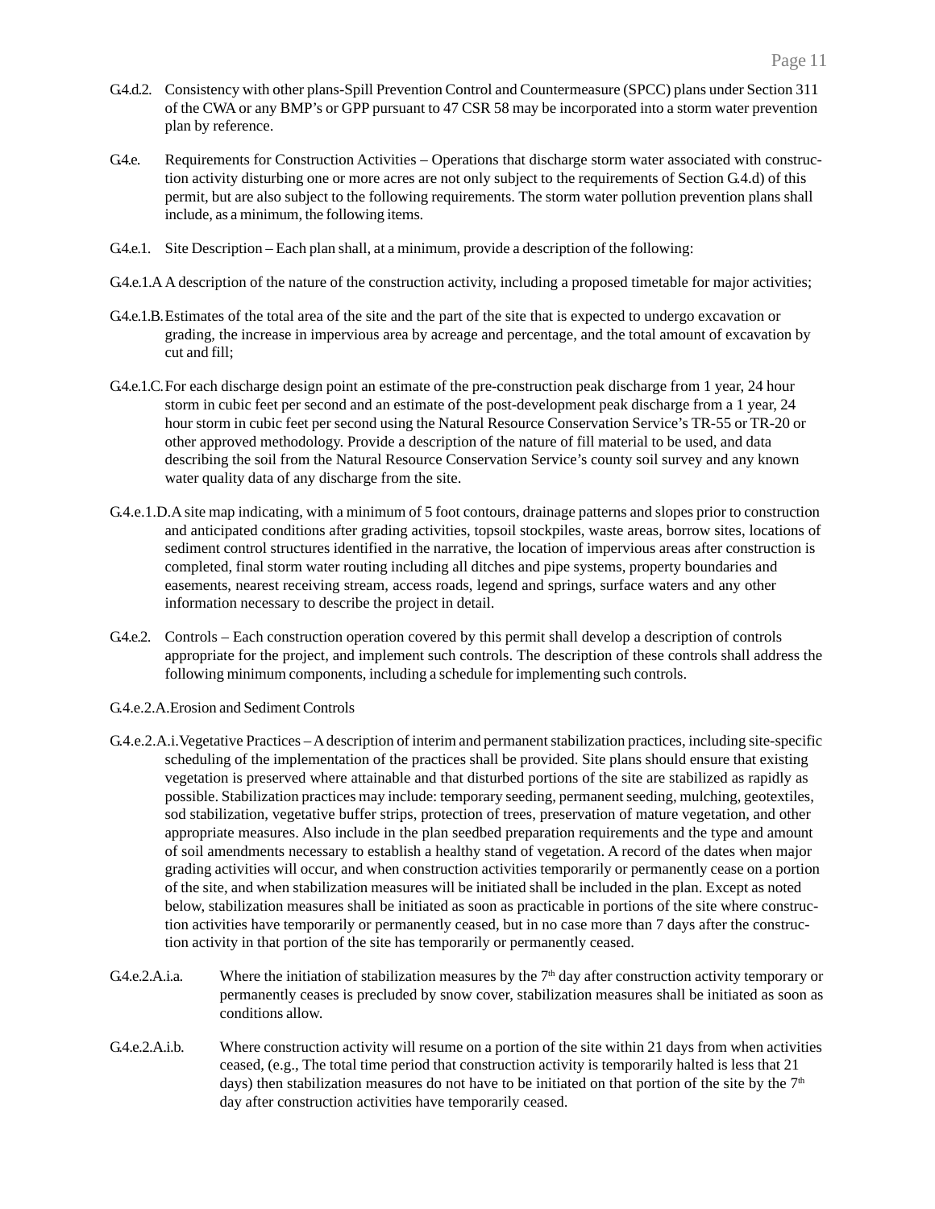G.4.d.2. Consistency with other plans-Spill Prevention Control and Countermeasure (SPCC) plans under Section 311 of the CWA or any BMP's or GPP pursuant to 47 CSR 58 may be incorporated into a storm water prevention plan by reference.

G.4.e. Requirements for Construction Activities – Operations that discharge storm water associated with construction activity disturbing one or more acres are not only subject to the requirements of Section G.4.d) of this permit, but are also subject to the following requirements. The storm water pollution prevention plans shall include, as a minimum, the following items.

G.4.e.1. Site Description – Each plan shall, at a minimum, provide a description of the following:

G.4.e.1.A A description of the nature of the construction activity, including a proposed timetable for major activities;

G.4.e.1.B. Estimates of the total area of the site and the part of the site that is expected to undergo excavation or grading, the increase in impervious area by acreage and percentage, and the total amount of excavation by cut and fill;

G.4.e.1.C. For each discharge design point an estimate of the pre-construction peak discharge from 1 year, 24 hour storm in cubic feet per second and an estimate of the post-development peak discharge from a 1 year, 24 hour storm in cubic feet per second using the Natural Resource Conservation Service's TR-55 or TR-20 or other approved methodology. Provide a description of the nature of fill material to be used, and data describing the soil from the Natural Resource Conservation Service's county soil survey and any known water quality data of any discharge from the site.

G.4.e.1.D. A site map indicating, with a minimum of 5 foot contours, drainage patterns and slopes prior to construction and anticipated conditions after grading activities, topsoil stockpiles, waste areas, borrow sites, locations of sediment control structures identified in the narrative, the location of impervious areas after construction is completed, final storm water routing including all ditches and pipe systems, property boundaries and easements, nearest receiving stream, access roads, legend and springs, surface waters and any other information necessary to describe the project in detail.

G.4.e.2. Controls – Each construction operation covered by this permit shall develop a description of controls appropriate for the project, and implement such controls. The description of these controls shall address the following minimum components, including a schedule for implementing such controls.

G.4.e.2.A. Erosion and Sediment Controls

G.4.e.2.A.i. Vegetative Practices – A description of interim and permanent stabilization practices, including site-specific scheduling of the implementation of the practices shall be provided. Site plans should ensure that existing vegetation is preserved where attainable and that disturbed portions of the site are stabilized as rapidly as possible. Stabilization practices may include: temporary seeding, permanent seeding, mulching, geotextiles, sod stabilization, vegetative buffer strips, protection of trees, preservation of mature vegetation, and other appropriate measures. Also include in the plan seedbed preparation requirements and the type and amount of soil amendments necessary to establish a healthy stand of vegetation. A record of the dates when major grading activities will occur, and when construction activities temporarily or permanently cease on a portion of the site, and when stabilization measures will be initiated shall be included in the plan. Except as noted below, stabilization measures shall be initiated as soon as practicable in portions of the site where construction activities have temporarily or permanently ceased, but in no case more than 7 days after the construction activity in that portion of the site has temporarily or permanently ceased.

G.4.e.2.A.i.a. Where the initiation of stabilization measures by the 7th day after construction activity temporary or permanently ceases is precluded by snow cover, stabilization measures shall be initiated as soon as conditions allow.

G.4.e.2.A.i.b. Where construction activity will resume on a portion of the site within 21 days from when activities ceased, (e.g., The total time period that construction activity is temporarily halted is less that 21 days) then stabilization measures do not have to be initiated on that portion of the site by the 7th day after construction activities have temporarily ceased.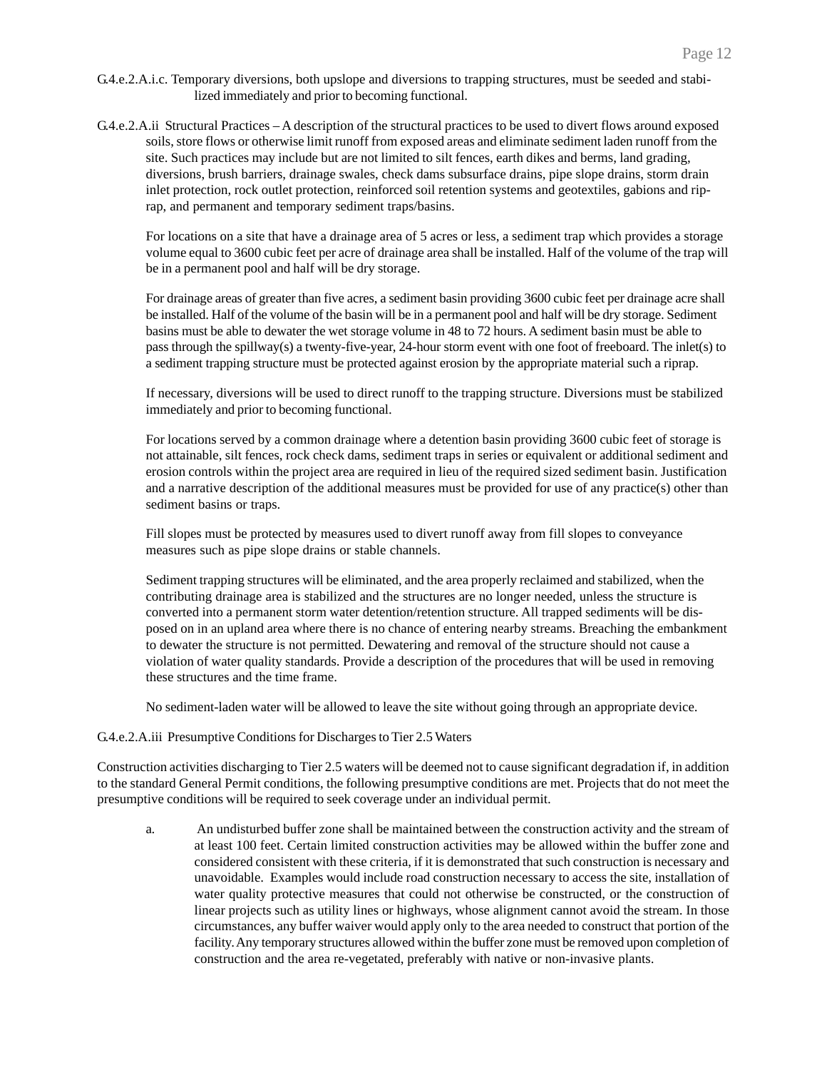G.4.e.2.A.i.c. Temporary diversions, both upslope and diversions to trapping structures, must be seeded and stabilized immediately and prior to becoming functional.

G.4.e.2.A.ii Structural Practices – A description of the structural practices to be used to divert flows around exposed soils, store flows or otherwise limit runoff from exposed areas and eliminate sediment laden runoff from the site. Such practices may include but are not limited to silt fences, earth dikes and berms, land grading, diversions, brush barriers, drainage swales, check dams subsurface drains, pipe slope drains, storm drain inlet protection, rock outlet protection, reinforced soil retention systems and geotextiles, gabions and rip-rap, and permanent and temporary sediment traps/basins.

For locations on a site that have a drainage area of 5 acres or less, a sediment trap which provides a storage volume equal to 3600 cubic feet per acre of drainage area shall be installed. Half of the volume of the trap will be in a permanent pool and half will be dry storage.

For drainage areas of greater than five acres, a sediment basin providing 3600 cubic feet per drainage acre shall be installed. Half of the volume of the basin will be in a permanent pool and half will be dry storage. Sediment basins must be able to dewater the wet storage volume in 48 to 72 hours. A sediment basin must be able to pass through the spillway(s) a twenty-five-year, 24-hour storm event with one foot of freeboard. The inlet(s) to a sediment trapping structure must be protected against erosion by the appropriate material such a riprap.

If necessary, diversions will be used to direct runoff to the trapping structure. Diversions must be stabilized immediately and prior to becoming functional.

For locations served by a common drainage where a detention basin providing 3600 cubic feet of storage is not attainable, silt fences, rock check dams, sediment traps in series or equivalent or additional sediment and erosion controls within the project area are required in lieu of the required sized sediment basin. Justification and a narrative description of the additional measures must be provided for use of any practice(s) other than sediment basins or traps.

Fill slopes must be protected by measures used to divert runoff away from fill slopes to conveyance measures such as pipe slope drains or stable channels.

Sediment trapping structures will be eliminated, and the area properly reclaimed and stabilized, when the contributing drainage area is stabilized and the structures are no longer needed, unless the structure is converted into a permanent storm water detention/retention structure. All trapped sediments will be disposed on in an upland area where there is no chance of entering nearby streams. Breaching the embankment to dewater the structure is not permitted. Dewatering and removal of the structure should not cause a violation of water quality standards. Provide a description of the procedures that will be used in removing these structures and the time frame.

No sediment-laden water will be allowed to leave the site without going through an appropriate device.

G.4.e.2.A.iii Presumptive Conditions for Discharges to Tier 2.5 Waters

Construction activities discharging to Tier 2.5 waters will be deemed not to cause significant degradation if, in addition to the standard General Permit conditions, the following presumptive conditions are met. Projects that do not meet the presumptive conditions will be required to seek coverage under an individual permit.

a. An undisturbed buffer zone shall be maintained between the construction activity and the stream of at least 100 feet. Certain limited construction activities may be allowed within the buffer zone and considered consistent with these criteria, if it is demonstrated that such construction is necessary and unavoidable. Examples would include road construction necessary to access the site, installation of water quality protective measures that could not otherwise be constructed, or the construction of linear projects such as utility lines or highways, whose alignment cannot avoid the stream. In those circumstances, any buffer waiver would apply only to the area needed to construct that portion of the facility. Any temporary structures allowed within the buffer zone must be removed upon completion of construction and the area re-vegetated, preferably with native or non-invasive plants.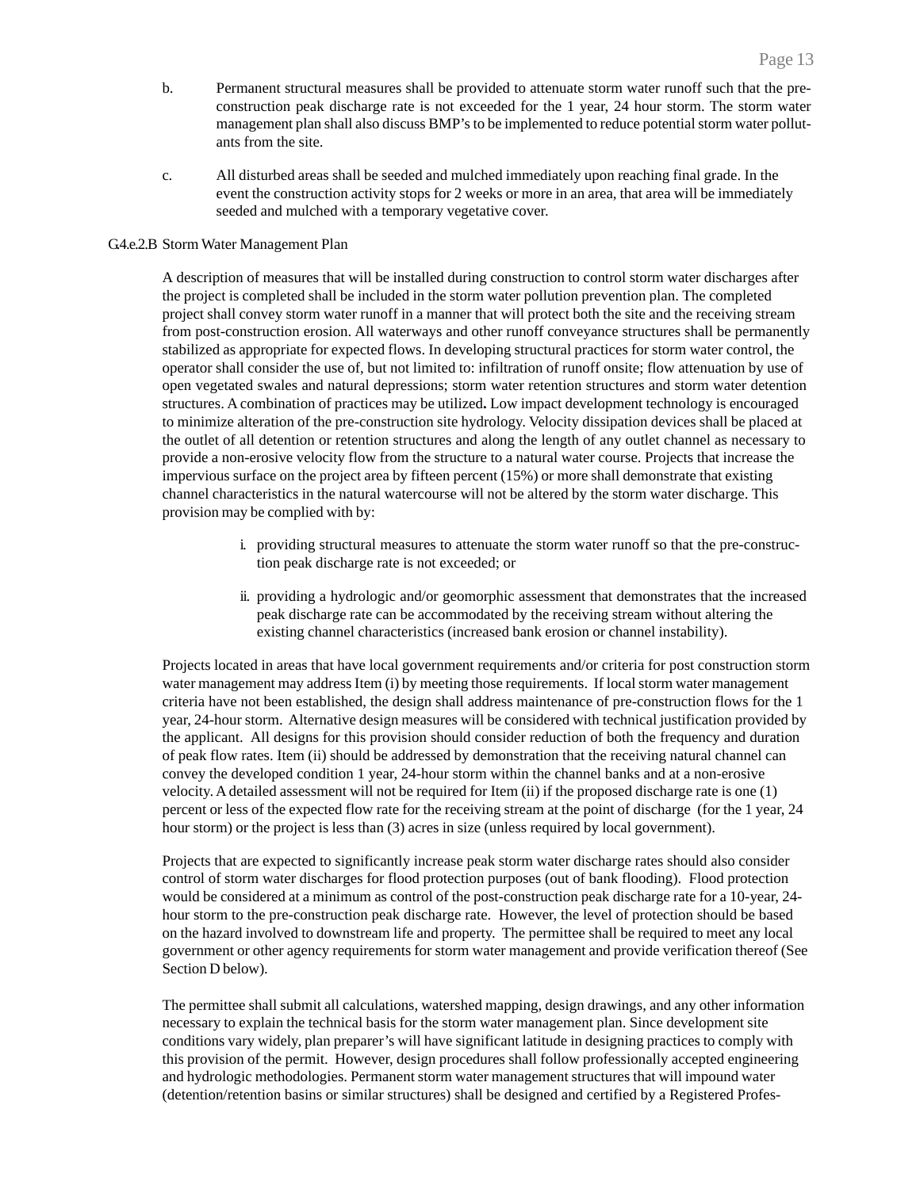b. Permanent structural measures shall be provided to attenuate storm water runoff such that the pre-construction peak discharge rate is not exceeded for the 1 year, 24 hour storm. The storm water management plan shall also discuss BMP's to be implemented to reduce potential storm water pollutants from the site.

c. All disturbed areas shall be seeded and mulched immediately upon reaching final grade. In the event the construction activity stops for 2 weeks or more in an area, that area will be immediately seeded and mulched with a temporary vegetative cover.

G.4.e.2.B Storm Water Management Plan

A description of measures that will be installed during construction to control storm water discharges after the project is completed shall be included in the storm water pollution prevention plan. The completed project shall convey storm water runoff in a manner that will protect both the site and the receiving stream from post-construction erosion. All waterways and other runoff conveyance structures shall be permanently stabilized as appropriate for expected flows. In developing structural practices for storm water control, the operator shall consider the use of, but not limited to: infiltration of runoff onsite; flow attenuation by use of open vegetated swales and natural depressions; storm water retention structures and storm water detention structures. A combination of practices may be utilized**.** Low impact development technology is encouraged to minimize alteration of the pre-construction site hydrology. Velocity dissipation devices shall be placed at the outlet of all detention or retention structures and along the length of any outlet channel as necessary to provide a non-erosive velocity flow from the structure to a natural water course. Projects that increase the impervious surface on the project area by fifteen percent (15%) or more shall demonstrate that existing channel characteristics in the natural watercourse will not be altered by the storm water discharge. This provision may be complied with by:

i. providing structural measures to attenuate the storm water runoff so that the pre-construction peak discharge rate is not exceeded; or

ii. providing a hydrologic and/or geomorphic assessment that demonstrates that the increased peak discharge rate can be accommodated by the receiving stream without altering the existing channel characteristics (increased bank erosion or channel instability).

Projects located in areas that have local government requirements and/or criteria for post construction storm water management may address Item (i) by meeting those requirements. If local storm water management criteria have not been established, the design shall address maintenance of pre-construction flows for the 1 year, 24-hour storm. Alternative design measures will be considered with technical justification provided by the applicant. All designs for this provision should consider reduction of both the frequency and duration of peak flow rates. Item (ii) should be addressed by demonstration that the receiving natural channel can convey the developed condition 1 year, 24-hour storm within the channel banks and at a non-erosive velocity. A detailed assessment will not be required for Item (ii) if the proposed discharge rate is one (1) percent or less of the expected flow rate for the receiving stream at the point of discharge (for the 1 year, 24 hour storm) or the project is less than (3) acres in size (unless required by local government).

Projects that are expected to significantly increase peak storm water discharge rates should also consider control of storm water discharges for flood protection purposes (out of bank flooding). Flood protection would be considered at a minimum as control of the post-construction peak discharge rate for a 10-year, 24-hour storm to the pre-construction peak discharge rate. However, the level of protection should be based on the hazard involved to downstream life and property. The permittee shall be required to meet any local government or other agency requirements for storm water management and provide verification thereof (See Section D below).

The permittee shall submit all calculations, watershed mapping, design drawings, and any other information necessary to explain the technical basis for the storm water management plan. Since development site conditions vary widely, plan preparer's will have significant latitude in designing practices to comply with this provision of the permit. However, design procedures shall follow professionally accepted engineering and hydrologic methodologies. Permanent storm water management structures that will impound water (detention/retention basins or similar structures) shall be designed and certified by a Registered Profes-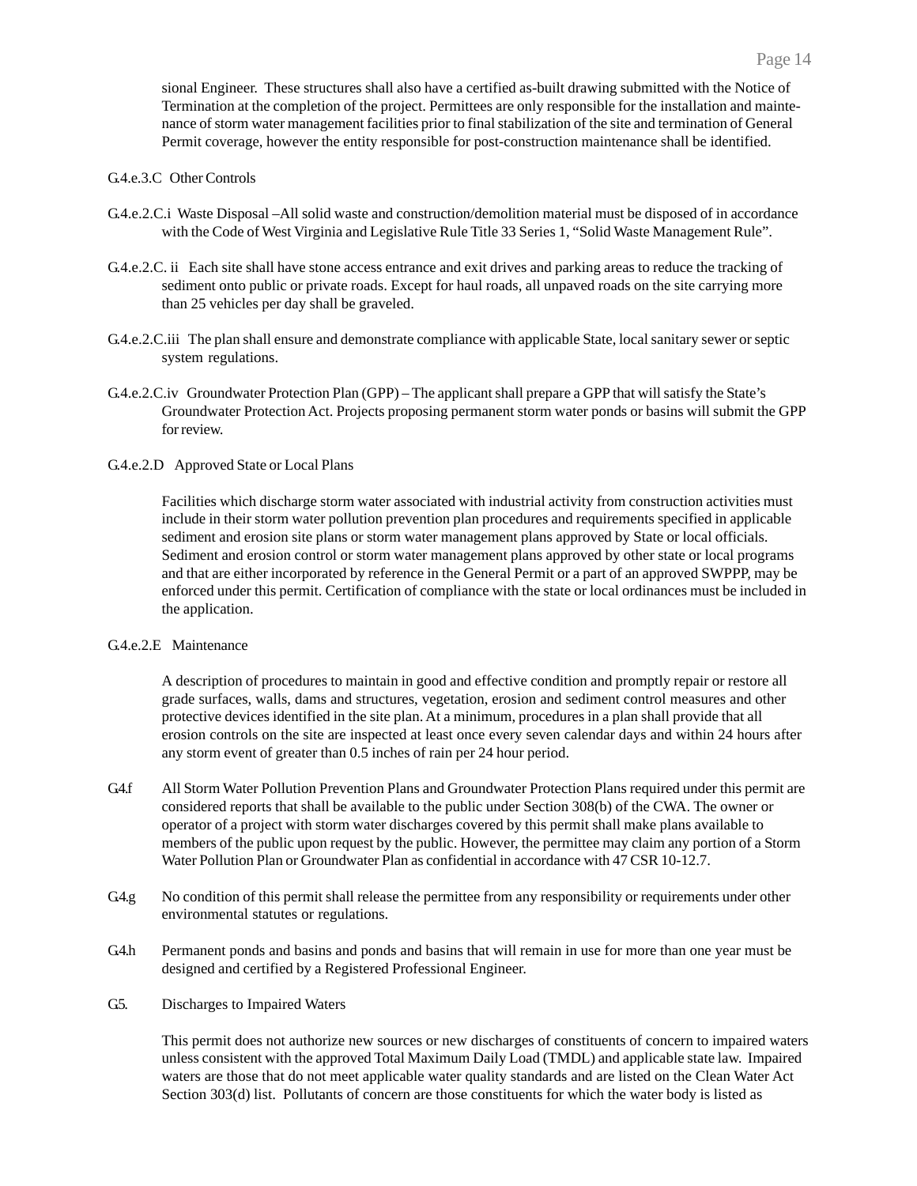sional Engineer. These structures shall also have a certified as-built drawing submitted with the Notice of Termination at the completion of the project. Permittees are only responsible for the installation and maintenance of storm water management facilities prior to final stabilization of the site and termination of General Permit coverage, however the entity responsible for post-construction maintenance shall be identified.

G.4.e.3.C Other Controls

G.4.e.2.C.i Waste Disposal –All solid waste and construction/demolition material must be disposed of in accordance with the Code of West Virginia and Legislative Rule Title 33 Series 1, "Solid Waste Management Rule".

G.4.e.2.C. ii Each site shall have stone access entrance and exit drives and parking areas to reduce the tracking of sediment onto public or private roads. Except for haul roads, all unpaved roads on the site carrying more than 25 vehicles per day shall be graveled.

G.4.e.2.C.iii The plan shall ensure and demonstrate compliance with applicable State, local sanitary sewer or septic system regulations.

G.4.e.2.C.iv Groundwater Protection Plan (GPP) – The applicant shall prepare a GPP that will satisfy the State's Groundwater Protection Act. Projects proposing permanent storm water ponds or basins will submit the GPP for review.

G.4.e.2.D Approved State or Local Plans

Facilities which discharge storm water associated with industrial activity from construction activities must include in their storm water pollution prevention plan procedures and requirements specified in applicable sediment and erosion site plans or storm water management plans approved by State or local officials. Sediment and erosion control or storm water management plans approved by other state or local programs and that are either incorporated by reference in the General Permit or a part of an approved SWPPP, may be enforced under this permit. Certification of compliance with the state or local ordinances must be included in the application.

G.4.e.2.E Maintenance

A description of procedures to maintain in good and effective condition and promptly repair or restore all grade surfaces, walls, dams and structures, vegetation, erosion and sediment control measures and other protective devices identified in the site plan. At a minimum, procedures in a plan shall provide that all erosion controls on the site are inspected at least once every seven calendar days and within 24 hours after any storm event of greater than 0.5 inches of rain per 24 hour period.

G.4.f All Storm Water Pollution Prevention Plans and Groundwater Protection Plans required under this permit are considered reports that shall be available to the public under Section 308(b) of the CWA. The owner or operator of a project with storm water discharges covered by this permit shall make plans available to members of the public upon request by the public. However, the permittee may claim any portion of a Storm Water Pollution Plan or Groundwater Plan as confidential in accordance with 47 CSR 10-12.7.

G.4.g No condition of this permit shall release the permittee from any responsibility or requirements under other environmental statutes or regulations.

G.4.h Permanent ponds and basins and ponds and basins that will remain in use for more than one year must be designed and certified by a Registered Professional Engineer.

G.5. Discharges to Impaired Waters

This permit does not authorize new sources or new discharges of constituents of concern to impaired waters unless consistent with the approved Total Maximum Daily Load (TMDL) and applicable state law. Impaired waters are those that do not meet applicable water quality standards and are listed on the Clean Water Act Section 303(d) list. Pollutants of concern are those constituents for which the water body is listed as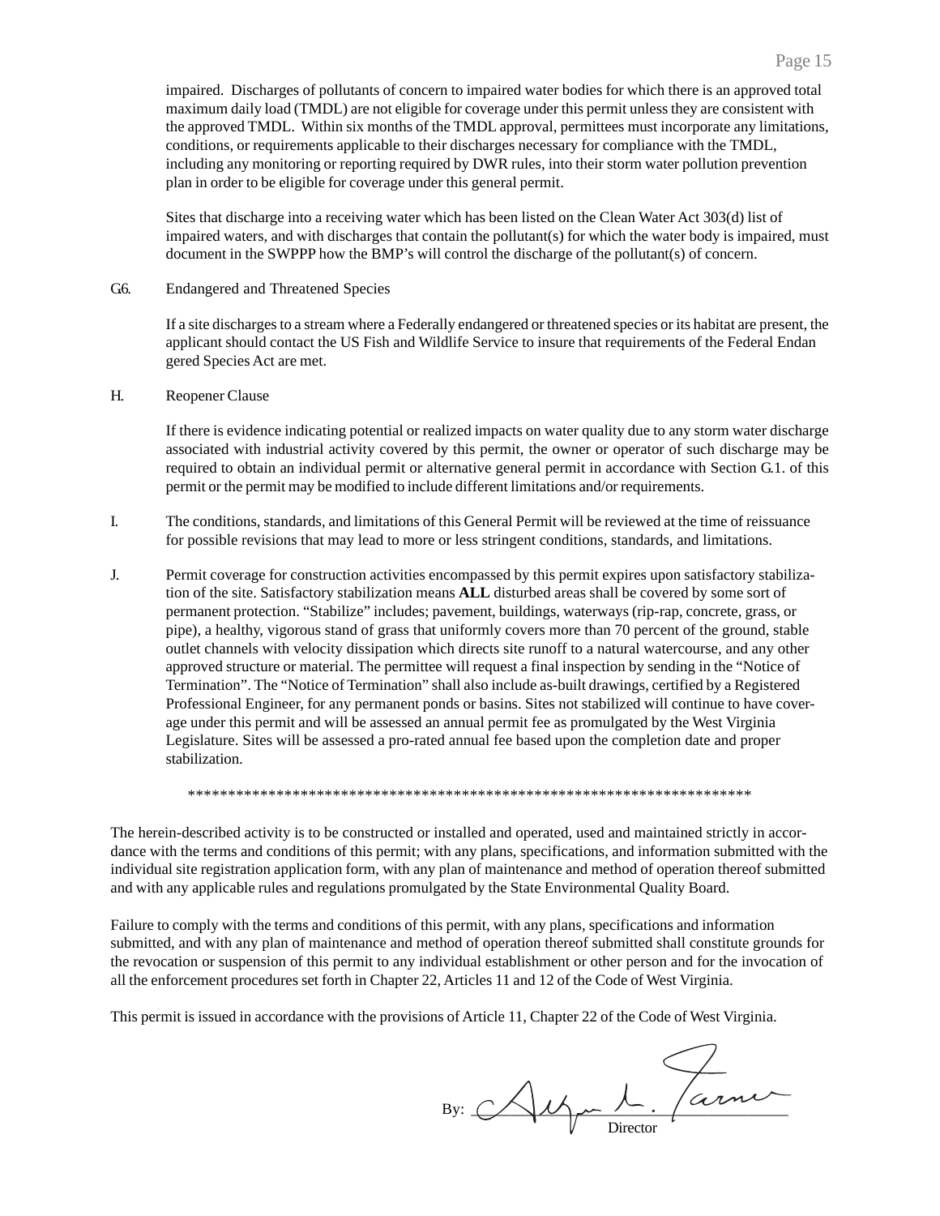impaired. Discharges of pollutants of concern to impaired water bodies for which there is an approved total maximum daily load (TMDL) are not eligible for coverage under this permit unless they are consistent with the approved TMDL. Within six months of the TMDL approval, permittees must incorporate any limitations, conditions, or requirements applicable to their discharges necessary for compliance with the TMDL, including any monitoring or reporting required by DWR rules, into their storm water pollution prevention plan in order to be eligible for coverage under this general permit.

Sites that discharge into a receiving water which has been listed on the Clean Water Act 303(d) list of impaired waters, and with discharges that contain the pollutant(s) for which the water body is impaired, must document in the SWPPP how the BMP's will control the discharge of the pollutant(s) of concern.

G.6. Endangered and Threatened Species

If a site discharges to a stream where a Federally endangered or threatened species or its habitat are present, the applicant should contact the US Fish and Wildlife Service to insure that requirements of the Federal Endangered Species Act are met.

H. Reopener Clause

If there is evidence indicating potential or realized impacts on water quality due to any storm water discharge associated with industrial activity covered by this permit, the owner or operator of such discharge may be required to obtain an individual permit or alternative general permit in accordance with Section G.1. of this permit or the permit may be modified to include different limitations and/or requirements.

I. The conditions, standards, and limitations of this General Permit will be reviewed at the time of reissuance for possible revisions that may lead to more or less stringent conditions, standards, and limitations.

J. Permit coverage for construction activities encompassed by this permit expires upon satisfactory stabilization of the site. Satisfactory stabilization means **ALL** disturbed areas shall be covered by some sort of permanent protection. "Stabilize" includes; pavement, buildings, waterways (rip-rap, concrete, grass, or pipe), a healthy, vigorous stand of grass that uniformly covers more than 70 percent of the ground, stable outlet channels with velocity dissipation which directs site runoff to a natural watercourse, and any other approved structure or material. The permittee will request a final inspection by sending in the "Notice of Termination". The "Notice of Termination" shall also include as-built drawings, certified by a Registered Professional Engineer, for any permanent ponds or basins. Sites not stabilized will continue to have coverage under this permit and will be assessed an annual permit fee as promulgated by the West Virginia Legislature. Sites will be assessed a pro-rated annual fee based upon the completion date and proper stabilization.

************************************************************************

The herein-described activity is to be constructed or installed and operated, used and maintained strictly in accordance with the terms and conditions of this permit; with any plans, specifications, and information submitted with the individual site registration application form, with any plan of maintenance and method of operation thereof submitted and with any applicable rules and regulations promulgated by the State Environmental Quality Board.

Failure to comply with the terms and conditions of this permit, with any plans, specifications and information submitted, and with any plan of maintenance and method of operation thereof submitted shall constitute grounds for the revocation or suspension of this permit to any individual establishment or other person and for the invocation of all the enforcement procedures set forth in Chapter 22, Articles 11 and 12 of the Code of West Virginia.

This permit is issued in accordance with the provisions of Article 11, Chapter 22 of the Code of West Virginia.

By: ____________________
Director